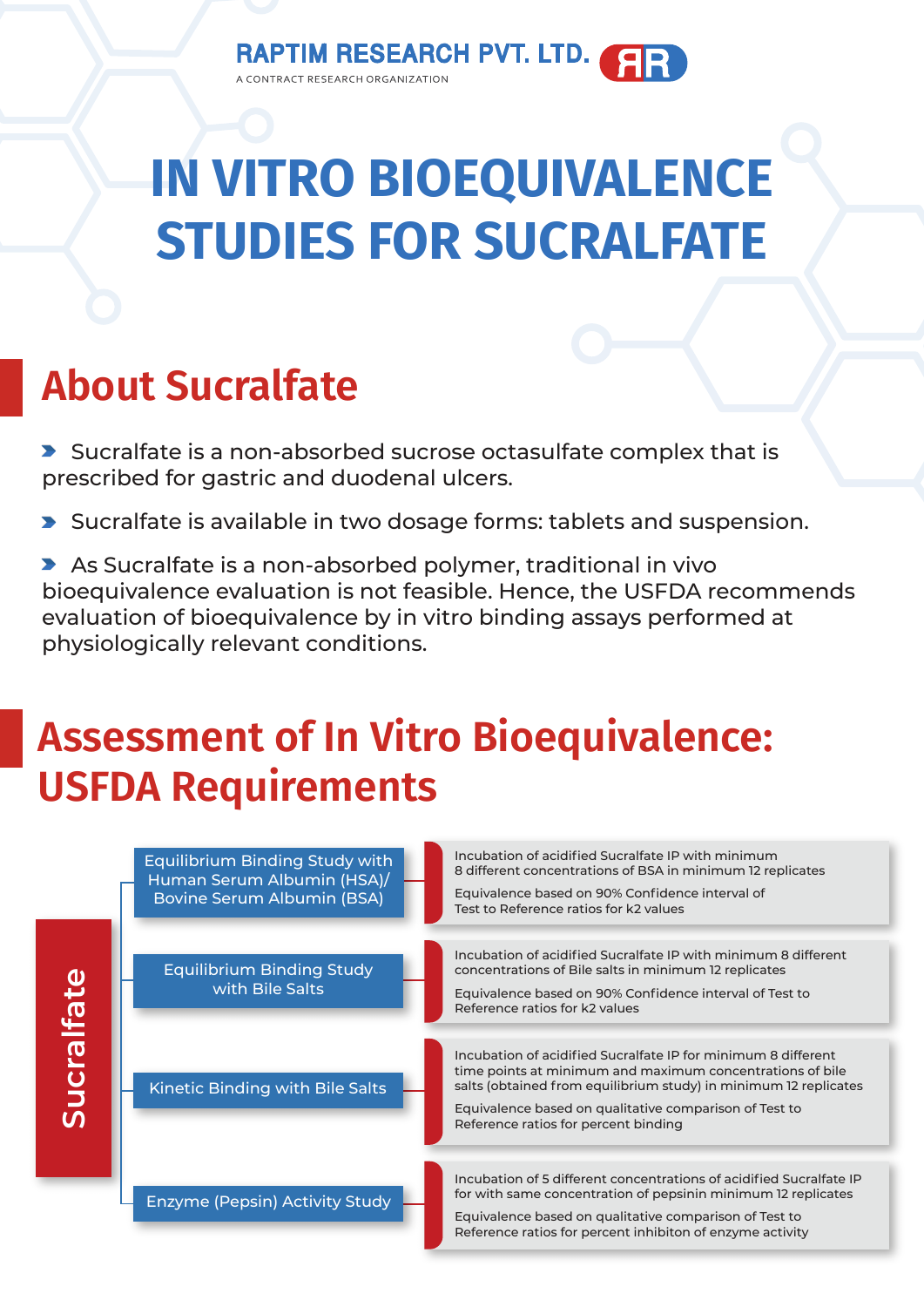RAPTIM RESEARCH PVT. LTD.

A CONTRACT RESEARCH ORGANIZATION

# IN VITRO BIOEQUIVALENCE STUDIES FOR SUCRALFATE

## About Sucralfate

- Sucralfate is a non-absorbed sucrose octasulfate complex that is prescribed for gastric and duodenal ulcers.
- Sucralfate is available in two dosage forms: tablets and suspension.
- As Sucralfate is a non-absorbed polymer, traditional in vivo bioequivalence evaluation is not feasible. Hence, the USFDA recommends evaluation of bioequivalence by in vitro binding assays performed at physiologically relevant conditions.

## Assessment of In Vitro Bioequivalence: USFDA Requirements

**Sucralfate**

- **Equilibrium Binding Study with Human Serum Albumin (HSA)/ Bovine Serum Albumin (BSA)**
  - Incubation of acidified Sucralfate IP with minimum 8 different concentrations of BSA in minimum 12 replicates
  - Equivalence based on 90% Confidence interval of Test to Reference ratios for k2 values
- **Equilibrium Binding Study with Bile Salts**
  - Incubation of acidified Sucralfate IP with minimum 8 different concentrations of Bile salts in minimum 12 replicates
  - Equivalence based on 90% Confidence interval of Test to Reference ratios for k2 values
- **Kinetic Binding with Bile Salts**
  - Incubation of acidified Sucralfate IP for minimum 8 different time points at minimum and maximum concentrations of bile salts (obtained from equilibrium study) in minimum 12 replicates
  - Equivalence based on qualitative comparison of Test to Reference ratios for percent binding
- **Enzyme (Pepsin) Activity Study**
  - Incubation of 5 different concentrations of acidified Sucralfate IP for with same concentration of pepsinin minimum 12 replicates
  - Equivalence based on qualitative comparison of Test to Reference ratios for percent inhibiton of enzyme activity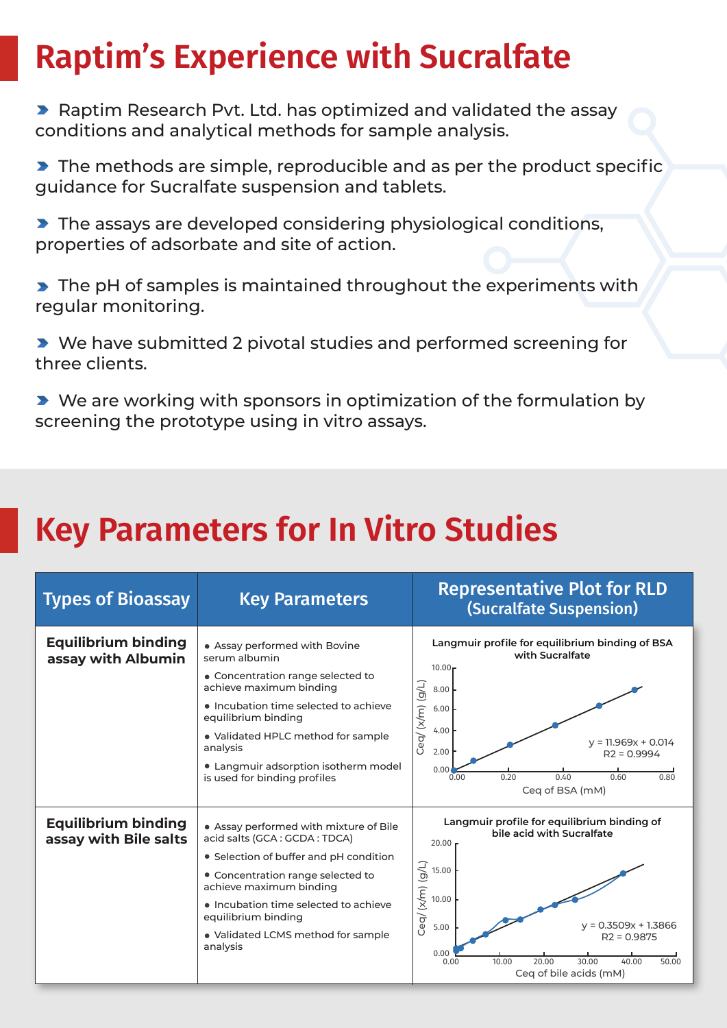# Raptim's Experience with Sucralfate

- Raptim Research Pvt. Ltd. has optimized and validated the assay conditions and analytical methods for sample analysis.
- The methods are simple, reproducible and as per the product specific guidance for Sucralfate suspension and tablets.
- The assays are developed considering physiological conditions, properties of adsorbate and site of action.
- The pH of samples is maintained throughout the experiments with regular monitoring.
- We have submitted 2 pivotal studies and performed screening for three clients.
- We are working with sponsors in optimization of the formulation by screening the prototype using in vitro assays.

# Key Parameters for In Vitro Studies

| Types of Bioassay | Key Parameters | Representative Plot for RLD (Sucralfate Suspension) |
|---|---|---|
| **Equilibrium binding assay with Albumin** | • Assay performed with Bovine serum albumin<br>• Concentration range selected to achieve maximum binding<br>• Incubation time selected to achieve equilibrium binding<br>• Validated HPLC method for sample analysis<br>• Langmuir adsorption isotherm model is used for binding profiles | Langmuir profile for equilibrium binding of BSA with Sucralfate<br>$y = 11.969x + 0.014$<br>$R2 = 0.9994$<br>x-axis: Ceq of BSA (mM); y-axis: Ceq/ (x/m) (g/L) |
| **Equilibrium binding assay with Bile salts** | • Assay performed with mixture of Bile acid salts (GCA : GCDA : TDCA)<br>• Selection of buffer and pH condition<br>• Concentration range selected to achieve maximum binding<br>• Incubation time selected to achieve equilibrium binding<br>• Validated LCMS method for sample analysis | Langmuir profile for equilibrium binding of bile acid with Sucralfate<br>$y = 0.3509x + 1.3866$<br>$R2 = 0.9875$<br>x-axis: Ceq of bile acids (mM); y-axis: Ceq/ (x/m) (g/L) |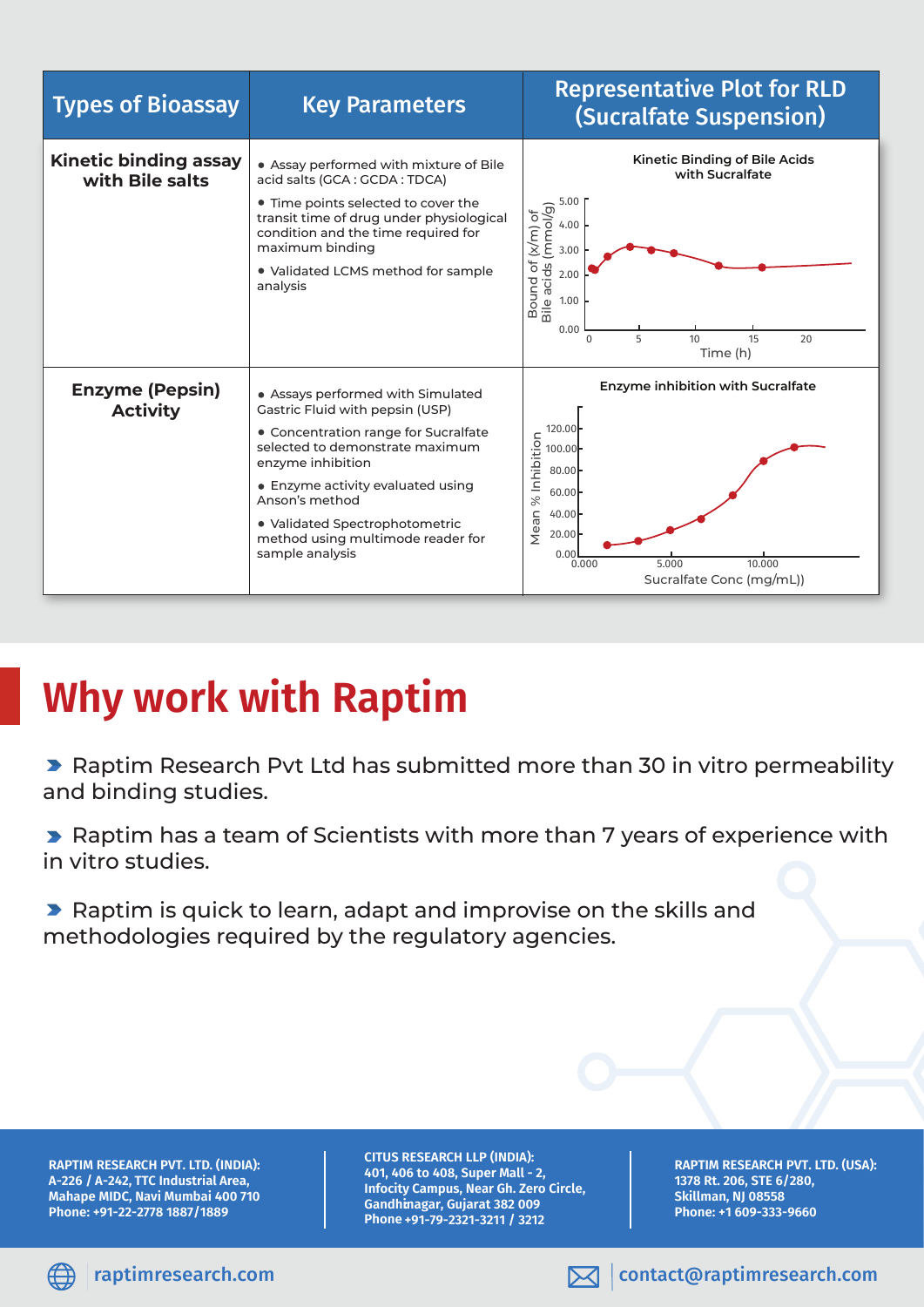| Types of Bioassay | Key Parameters | Representative Plot for RLD (Sucralfate Suspension) |
|---|---|---|
| **Kinetic binding assay with Bile salts** | • Assay performed with mixture of Bile acid salts (GCA : GCDA : TDCA)<br>• Time points selected to cover the transit time of drug under physiological condition and the time required for maximum binding<br>• Validated LCMS method for sample analysis | Kinetic Binding of Bile Acids with Sucralfate<br>Bound of (x/m) of Bile acids (mmol/g)<br>5.00<br>4.00<br>3.00<br>2.00<br>1.00<br>0.00<br>0 5 10 15 20<br>Time (h) |
| **Enzyme (Pepsin) Activity** | • Assays performed with Simulated Gastric Fluid with pepsin (USP)<br>• Concentration range for Sucralfate selected to demonstrate maximum enzyme inhibition<br>• Enzyme activity evaluated using Anson's method<br>• Validated Spectrophotometric method using multimode reader for sample analysis | Enzyme inhibition with Sucralfate<br>Mean % Inhibition<br>120.00<br>100.00<br>80.00<br>60.00<br>40.00<br>20.00<br>0.00<br>0.000 5.000 10.000<br>Sucralfate Conc (mg/mL)) |

# Why work with Raptim

- Raptim Research Pvt Ltd has submitted more than 30 in vitro permeability and binding studies.
- Raptim has a team of Scientists with more than 7 years of experience with in vitro studies.
- Raptim is quick to learn, adapt and improvise on the skills and methodologies required by the regulatory agencies.

**RAPTIM RESEARCH PVT. LTD. (INDIA):**
**A-226 / A-242, TTC Industrial Area,**
**Mahape MIDC, Navi Mumbai 400 710**
**Phone: +91-22-2778 1887/1889**

**CITUS RESEARCH LLP (INDIA):**
**401, 406 to 408, Super Mall - 2,**
**Infocity Campus, Near Gh. Zero Circle,**
**Gandhinagar, Gujarat 382 009**
**Phone +91-79-2321-3211 / 3212**

**RAPTIM RESEARCH PVT. LTD. (USA):**
**1378 Rt. 206, STE 6/280,**
**Skillman, NJ 08558**
**Phone: +1 609-333-9660**

raptimresearch.com

contact@raptimresearch.com